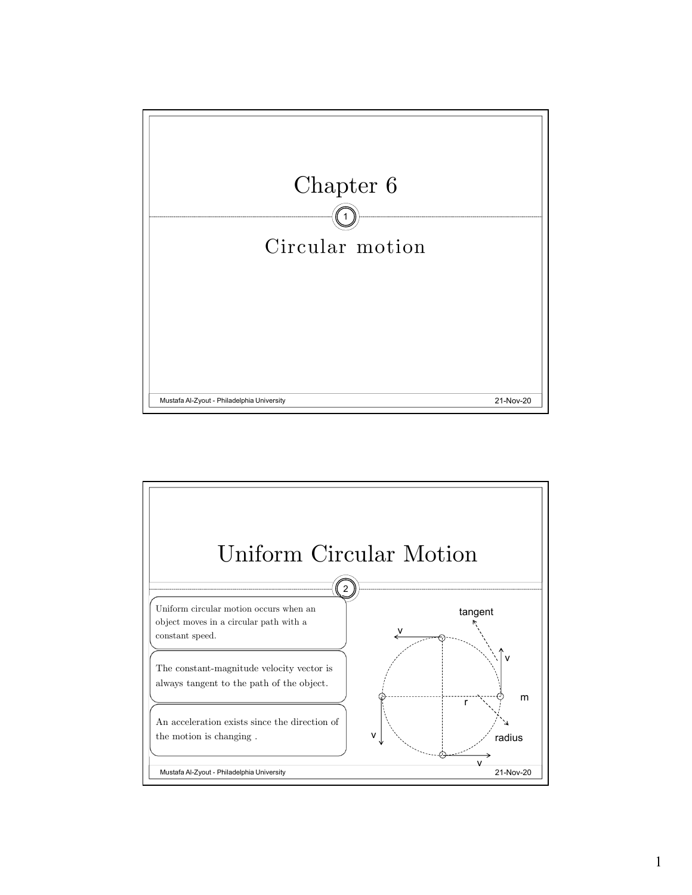# Chapter 6

## Circular motion

# Uniform Circular Motion

Uniform circular motion occurs when an object moves in a circular path with a constant speed.

The constant-magnitude velocity vector is always tangent to the path of the object.

An acceleration exists since the direction of the motion is changing .

tangent

v

v

r

m

v

radius

v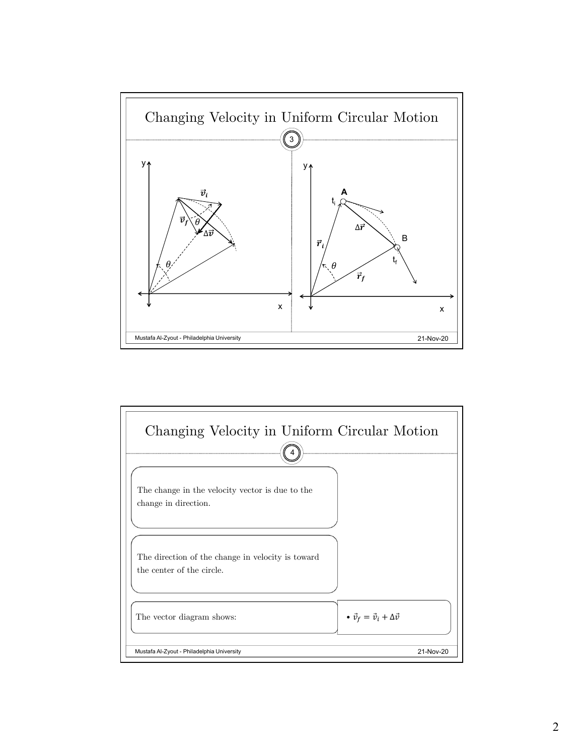# Changing Velocity in Uniform Circular Motion

3

# Changing Velocity in Uniform Circular Motion

4

The change in the velocity vector is due to the change in direction.

The direction of the change in velocity is toward the center of the circle.

The vector diagram shows:

- $\vec{v}_f = \vec{v}_i + \Delta\vec{v}$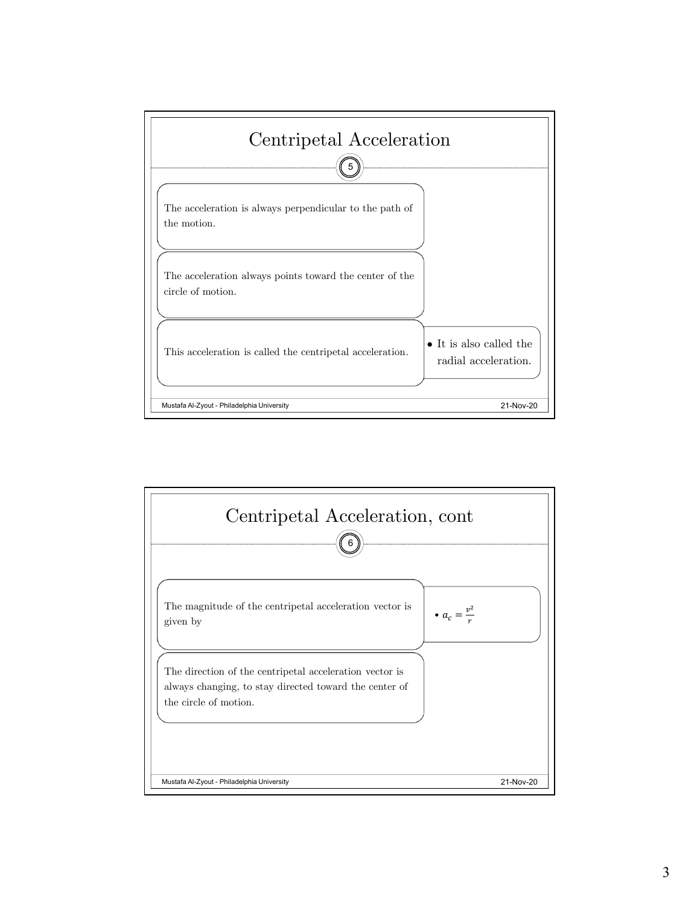## Centripetal Acceleration

The acceleration is always perpendicular to the path of the motion.

The acceleration always points toward the center of the circle of motion.

This acceleration is called the centripetal acceleration.

- It is also called the radial acceleration.

## Centripetal Acceleration, cont

The magnitude of the centripetal acceleration vector is given by

- $a_c = \frac{v^2}{r}$

The direction of the centripetal acceleration vector is always changing, to stay directed toward the center of the circle of motion.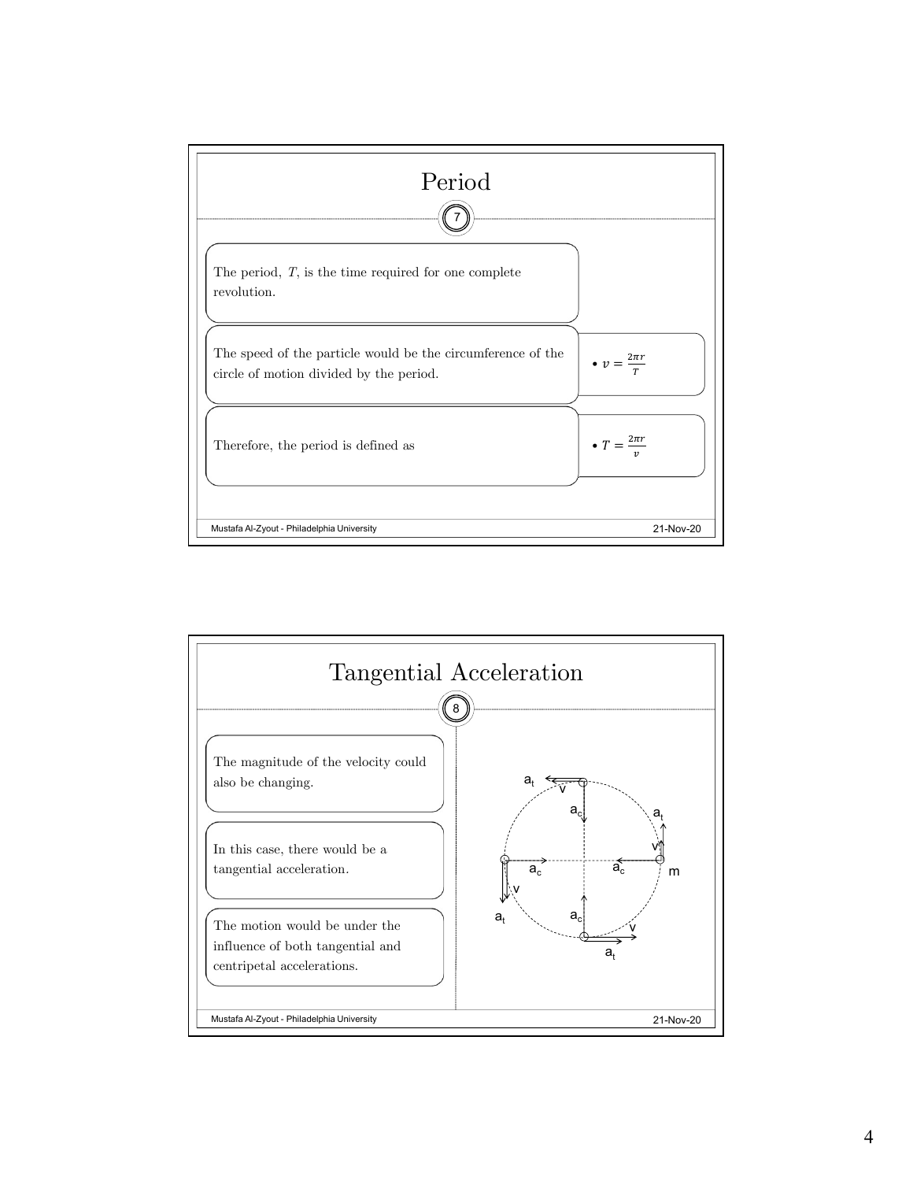# Period

The period, $T$, is the time required for one complete revolution.

The speed of the particle would be the circumference of the circle of motion divided by the period.

- $v = \frac{2\pi r}{T}$

Therefore, the period is defined as

- $T = \frac{2\pi r}{v}$

# Tangential Acceleration

The magnitude of the velocity could also be changing.

In this case, there would be a tangential acceleration.

The motion would be under the influence of both tangential and centripetal accelerations.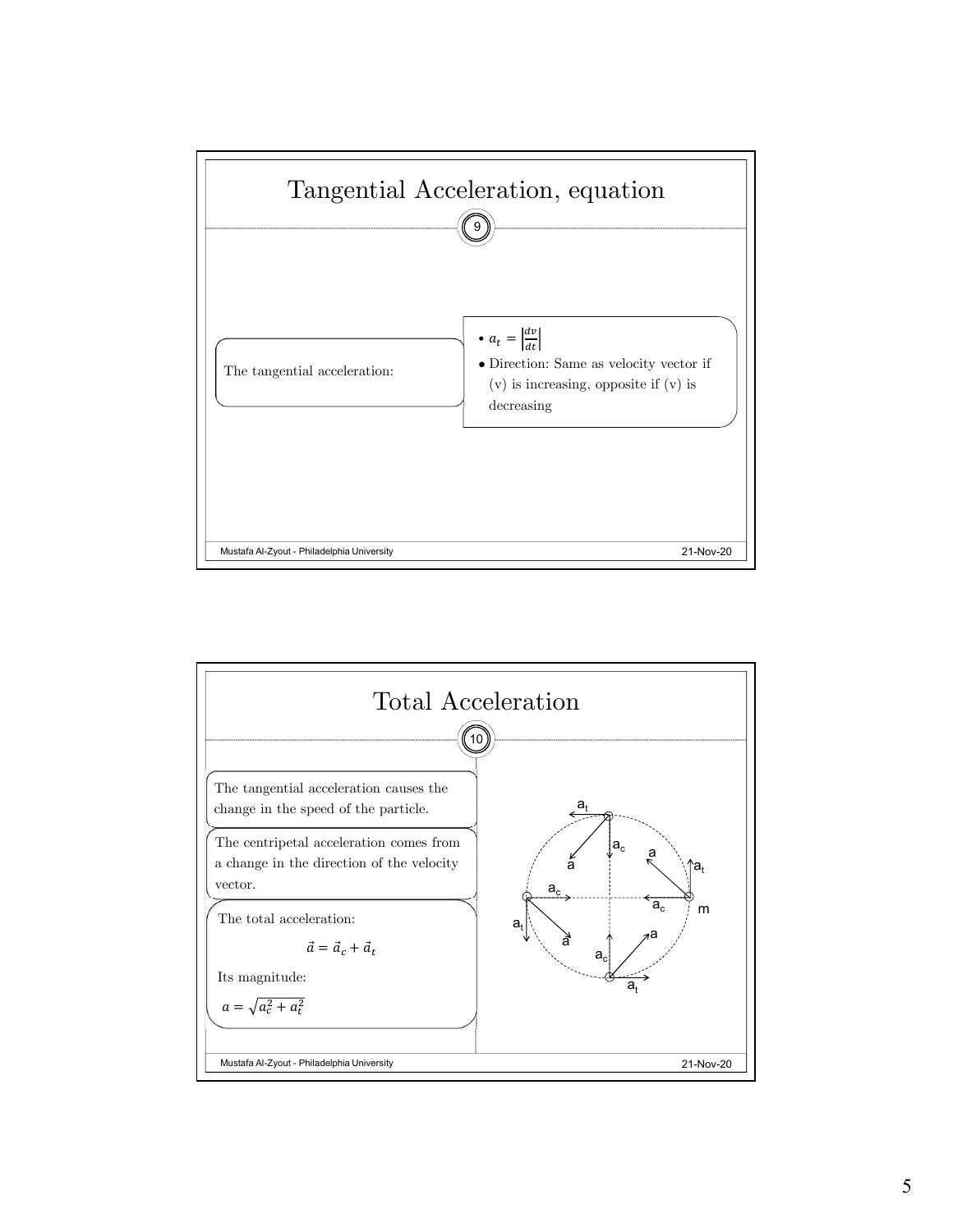# Tangential Acceleration, equation

The tangential acceleration:

- $a_t = \left|\frac{dv}{dt}\right|$
- Direction: Same as velocity vector if (v) is increasing, opposite if (v) is decreasing

# Total Acceleration

The tangential acceleration causes the change in the speed of the particle.

The centripetal acceleration comes from a change in the direction of the velocity vector.

The total acceleration:

$$\vec{a} = \vec{a}_c + \vec{a}_t$$

Its magnitude:

$$a = \sqrt{a_c^2 + a_t^2}$$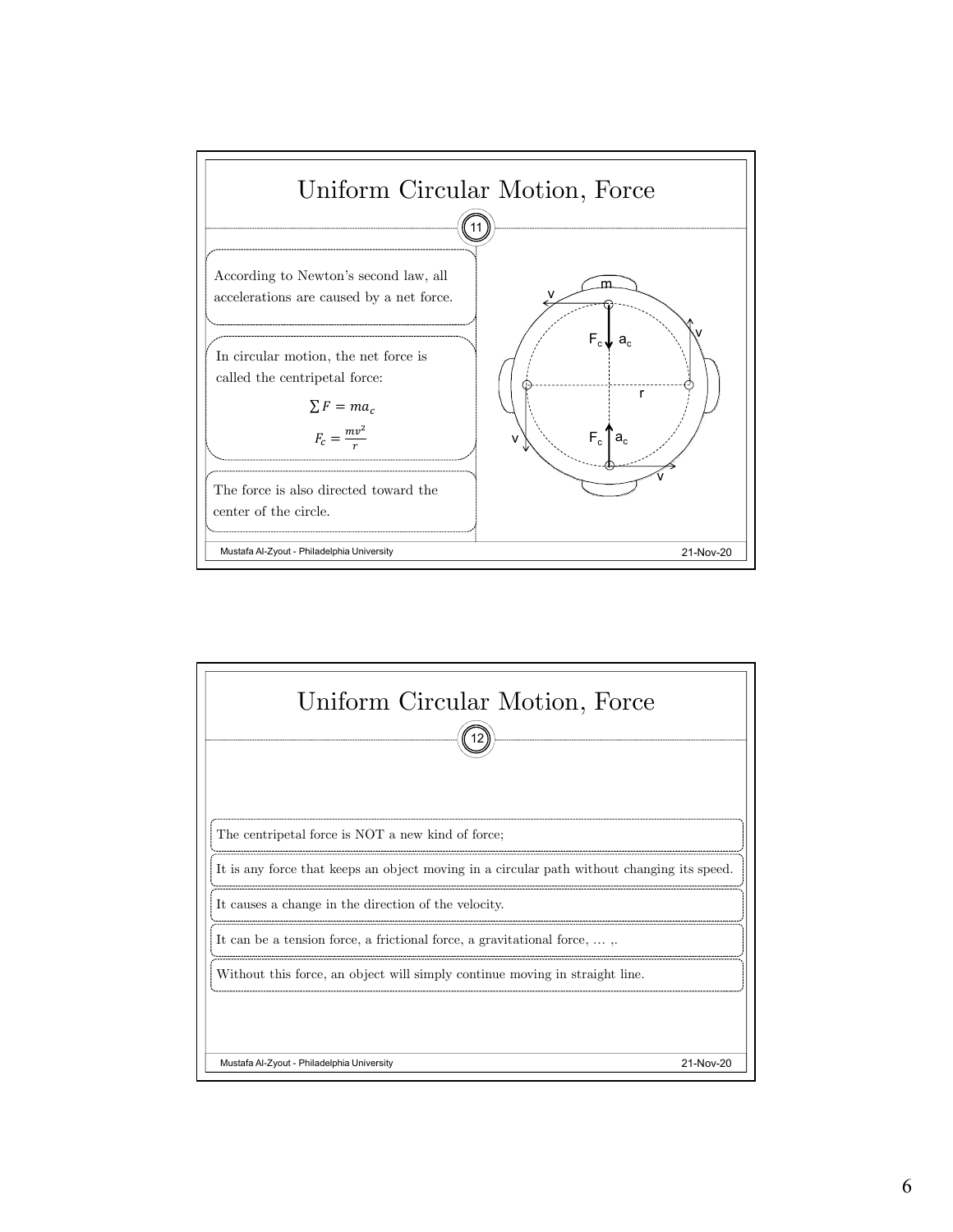# Uniform Circular Motion, Force

According to Newton's second law, all accelerations are caused by a net force.

In circular motion, the net force is called the centripetal force:

$$\sum F = ma_c$$

$$F_c = \frac{mv^2}{r}$$

The force is also directed toward the center of the circle.

m

v

$F_c$ $a_c$

v

r

v

$F_c$ $a_c$

v

# Uniform Circular Motion, Force

- The centripetal force is NOT a new kind of force;
- It is any force that keeps an object moving in a circular path without changing its speed.
- It causes a change in the direction of the velocity.
- It can be a tension force, a frictional force, a gravitational force, … ,.
- Without this force, an object will simply continue moving in straight line.